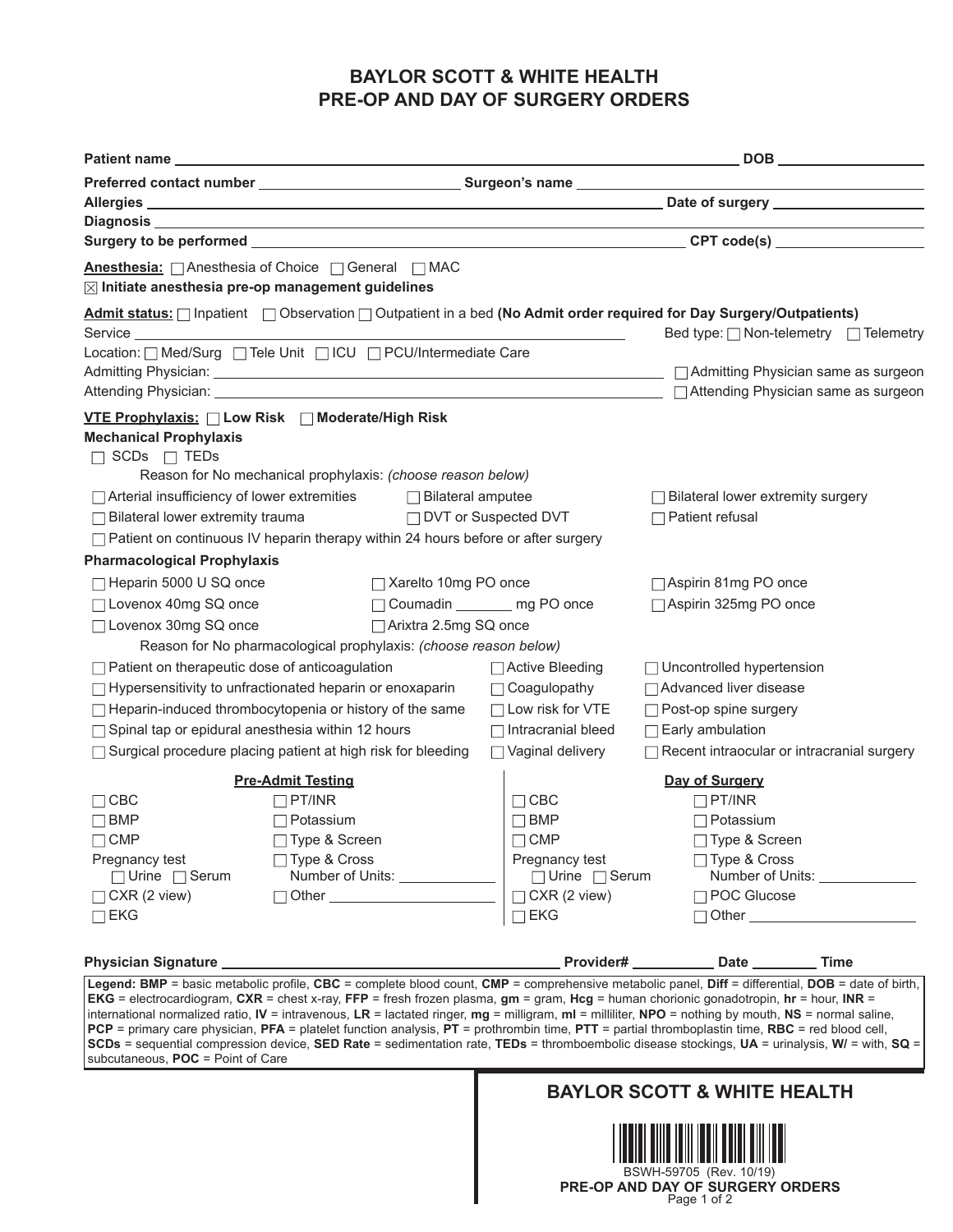# BAYLOR SCOTT & WHITE HEALTH
# PRE-OP AND DAY OF SURGERY ORDERS

**Patient name** ______________________________ **DOB** ______________

**Preferred contact number** ______________________ **Surgeon's name** ______________________

**Allergies** ______________________________ **Date of surgery** ______________

**Diagnosis** ______________________________

**Surgery to be performed** ______________________________ **CPT code(s)** ______________

**Anesthesia:** ☐ Anesthesia of Choice ☐ General ☐ MAC

☒ **Initiate anesthesia pre-op management guidelines**

**Admit status:** ☐ Inpatient ☐ Observation ☐ Outpatient in a bed **(No Admit order required for Day Surgery/Outpatients)**

Service ______________________________ Bed type: ☐ Non-telemetry ☐ Telemetry

Location: ☐ Med/Surg ☐ Tele Unit ☐ ICU ☐ PCU/Intermediate Care

Admitting Physician: ______________________________ ☐ Admitting Physician same as surgeon

Attending Physician: ______________________________ ☐ Attending Physician same as surgeon

**VTE Prophylaxis:** ☐ **Low Risk** ☐ **Moderate/High Risk**

**Mechanical Prophylaxis**

☐ SCDs ☐ TEDs

Reason for No mechanical prophylaxis: *(choose reason below)*

- ☐ Arterial insufficiency of lower extremities
- ☐ Bilateral amputee
- ☐ Bilateral lower extremity surgery
- ☐ Bilateral lower extremity trauma
- ☐ DVT or Suspected DVT
- ☐ Patient refusal
- ☐ Patient on continuous IV heparin therapy within 24 hours before or after surgery

**Pharmacological Prophylaxis**

- ☐ Heparin 5000 U SQ once
- ☐ Xarelto 10mg PO once
- ☐ Aspirin 81mg PO once
- ☐ Lovenox 40mg SQ once
- ☐ Coumadin _______ mg PO once
- ☐ Aspirin 325mg PO once
- ☐ Lovenox 30mg SQ once
- ☐ Arixtra 2.5mg SQ once

Reason for No pharmacological prophylaxis: *(choose reason below)*

- ☐ Patient on therapeutic dose of anticoagulation
- ☐ Active Bleeding
- ☐ Uncontrolled hypertension
- ☐ Hypersensitivity to unfractionated heparin or enoxaparin
- ☐ Coagulopathy
- ☐ Advanced liver disease
- ☐ Heparin-induced thrombocytopenia or history of the same
- ☐ Low risk for VTE
- ☐ Post-op spine surgery
- ☐ Spinal tap or epidural anesthesia within 12 hours
- ☐ Intracranial bleed
- ☐ Early ambulation
- ☐ Surgical procedure placing patient at high risk for bleeding
- ☐ Vaginal delivery
- ☐ Recent intraocular or intracranial surgery

| **Pre-Admit Testing** | | **Day of Surgery** | |
|---|---|---|---|
| ☐ CBC | ☐ PT/INR | ☐ CBC | ☐ PT/INR |
| ☐ BMP | ☐ Potassium | ☐ BMP | ☐ Potassium |
| ☐ CMP | ☐ Type & Screen | ☐ CMP | ☐ Type & Screen |
| Pregnancy test ☐ Urine ☐ Serum | ☐ Type & Cross Number of Units: ________ | Pregnancy test ☐ Urine ☐ Serum | ☐ Type & Cross Number of Units: ________ |
| ☐ CXR (2 view) | ☐ Other ____________ | ☐ CXR (2 view) | ☐ POC Glucose |
| ☐ EKG | | ☐ EKG | ☐ Other ____________ |

**Physician Signature** ______________________ **Provider#** ________ **Date** ______ **Time** ______

**Legend: BMP** = basic metabolic profile, **CBC** = complete blood count, **CMP** = comprehensive metabolic panel, **Diff** = differential, **DOB** = date of birth, **EKG** = electrocardiogram, **CXR** = chest x-ray, **FFP** = fresh frozen plasma, **gm** = gram, **Hcg** = human chorionic gonadotropin, **hr** = hour, **INR** = international normalized ratio, **IV** = intravenous, **LR** = lactated ringer, **mg** = milligram, **ml** = milliliter, **NPO** = nothing by mouth, **NS** = normal saline, **PCP** = primary care physician, **PFA** = platelet function analysis, **PT** = prothrombin time, **PTT** = partial thromboplastin time, **RBC** = red blood cell, **SCDs** = sequential compression device, **SED Rate** = sedimentation rate, **TEDs** = thromboembolic disease stockings, **UA** = urinalysis, **W/** = with, **SQ** = subcutaneous, **POC** = Point of Care

**BAYLOR SCOTT & WHITE HEALTH**

BSWH-59705 (Rev. 10/19)

**PRE-OP AND DAY OF SURGERY ORDERS**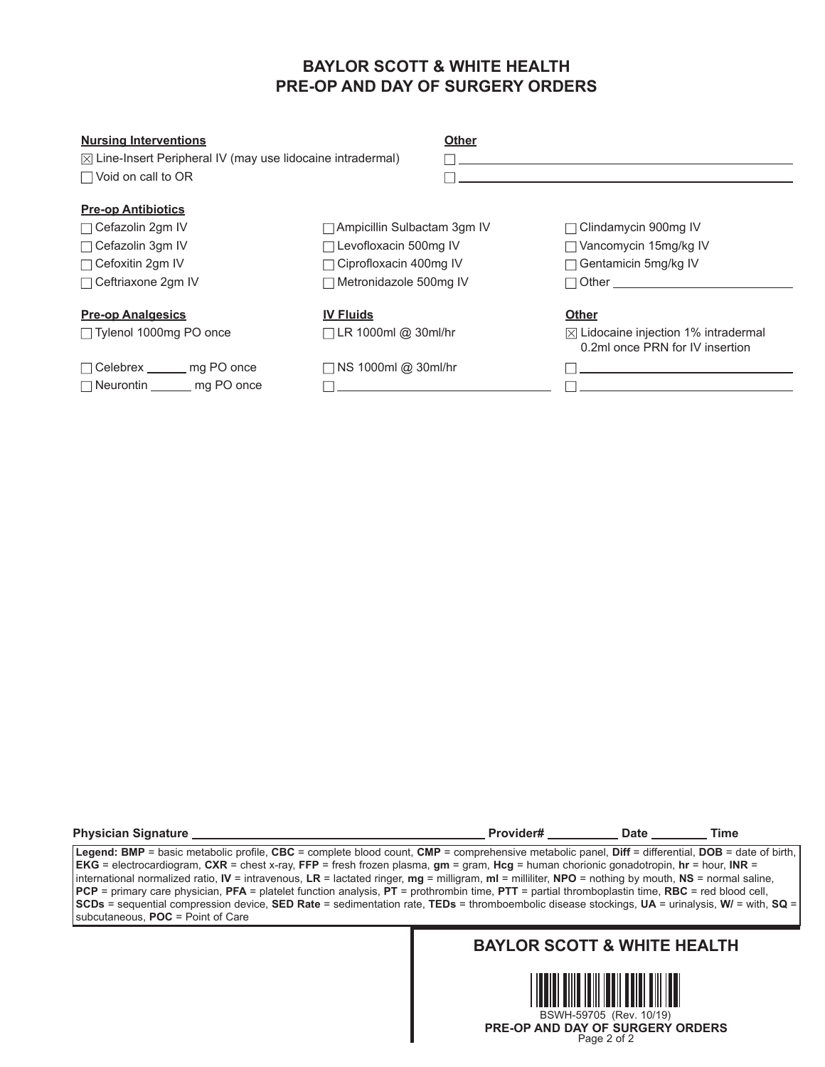# BAYLOR SCOTT & WHITE HEALTH
# PRE-OP AND DAY OF SURGERY ORDERS

**Nursing Interventions**

- ☒ Line-Insert Peripheral IV (may use lidocaine intradermal)
- ☐ Void on call to OR

**Other**

- ☐ ______________________________
- ☐ ______________________________

**Pre-op Antibiotics**

| | | |
|---|---|---|
| ☐ Cefazolin 2gm IV | ☐ Ampicillin Sulbactam 3gm IV | ☐ Clindamycin 900mg IV |
| ☐ Cefazolin 3gm IV | ☐ Levofloxacin 500mg IV | ☐ Vancomycin 15mg/kg IV |
| ☐ Cefoxitin 2gm IV | ☐ Ciprofloxacin 400mg IV | ☐ Gentamicin 5mg/kg IV |
| ☐ Ceftriaxone 2gm IV | ☐ Metronidazole 500mg IV | ☐ Other ____________ |

| **Pre-op Analgesics** | **IV Fluids** | **Other** |
|---|---|---|
| ☐ Tylenol 1000mg PO once | ☐ LR 1000ml @ 30ml/hr | ☒ Lidocaine injection 1% intradermal 0.2ml once PRN for IV insertion |
| ☐ Celebrex ______ mg PO once | ☐ NS 1000ml @ 30ml/hr | ☐ ____________ |
| ☐ Neurontin ______ mg PO once | ☐ ____________ | ☐ ____________ |

**Physician Signature** ______________________ **Provider#** __________ **Date** ________ **Time**

**Legend: BMP** = basic metabolic profile, **CBC** = complete blood count, **CMP** = comprehensive metabolic panel, **Diff** = differential, **DOB** = date of birth, **EKG** = electrocardiogram, **CXR** = chest x-ray, **FFP** = fresh frozen plasma, **gm** = gram, **Hcg** = human chorionic gonadotropin, **hr** = hour, **INR** = international normalized ratio, **IV** = intravenous, **LR** = lactated ringer, **mg** = milligram, **ml** = milliliter, **NPO** = nothing by mouth, **NS** = normal saline, **PCP** = primary care physician, **PFA** = platelet function analysis, **PT** = prothrombin time, **PTT** = partial thromboplastin time, **RBC** = red blood cell, **SCDs** = sequential compression device, **SED Rate** = sedimentation rate, **TEDs** = thromboembolic disease stockings, **UA** = urinalysis, **W/** = with, **SQ** = subcutaneous, **POC** = Point of Care

**BAYLOR SCOTT & WHITE HEALTH**

BSWH-59705 (Rev. 10/19)

**PRE-OP AND DAY OF SURGERY ORDERS**